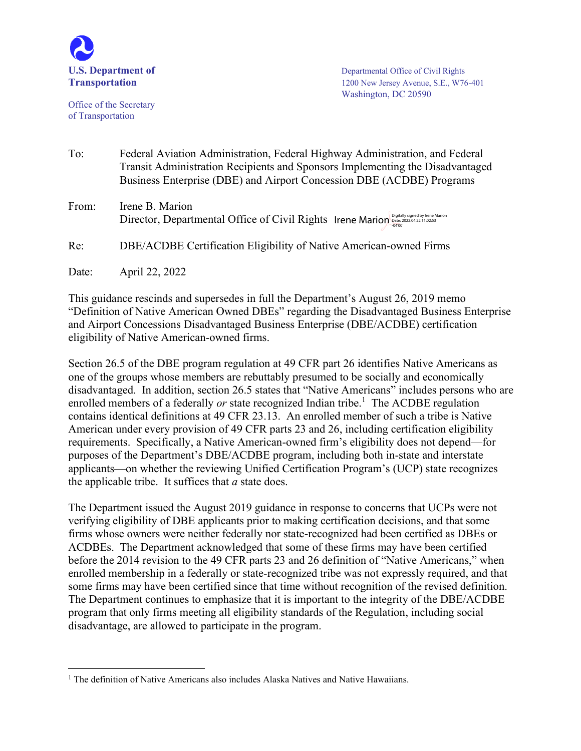**U.S. Department of Transportation**

Office of the Secretary of Transportation

Departmental Office of Civil Rights
1200 New Jersey Avenue, S.E., W76-401
Washington, DC 20590

To: Federal Aviation Administration, Federal Highway Administration, and Federal Transit Administration Recipients and Sponsors Implementing the Disadvantaged Business Enterprise (DBE) and Airport Concession DBE (ACDBE) Programs

From: Irene B. Marion
Director, Departmental Office of Civil Rights Irene Marion Digitally signed by Irene Marion Date: 2022.04.22 11:02:53 -04'00'

Re: DBE/ACDBE Certification Eligibility of Native American-owned Firms

Date: April 22, 2022

This guidance rescinds and supersedes in full the Department's August 26, 2019 memo "Definition of Native American Owned DBEs" regarding the Disadvantaged Business Enterprise and Airport Concessions Disadvantaged Business Enterprise (DBE/ACDBE) certification eligibility of Native American-owned firms.

Section 26.5 of the DBE program regulation at 49 CFR part 26 identifies Native Americans as one of the groups whose members are rebuttably presumed to be socially and economically disadvantaged. In addition, section 26.5 states that "Native Americans" includes persons who are enrolled members of a federally *or* state recognized Indian tribe.[1] The ACDBE regulation contains identical definitions at 49 CFR 23.13. An enrolled member of such a tribe is Native American under every provision of 49 CFR parts 23 and 26, including certification eligibility requirements. Specifically, a Native American-owned firm's eligibility does not depend—for purposes of the Department's DBE/ACDBE program, including both in-state and interstate applicants—on whether the reviewing Unified Certification Program's (UCP) state recognizes the applicable tribe. It suffices that *a* state does.

The Department issued the August 2019 guidance in response to concerns that UCPs were not verifying eligibility of DBE applicants prior to making certification decisions, and that some firms whose owners were neither federally nor state-recognized had been certified as DBEs or ACDBEs. The Department acknowledged that some of these firms may have been certified before the 2014 revision to the 49 CFR parts 23 and 26 definition of "Native Americans," when enrolled membership in a federally or state-recognized tribe was not expressly required, and that some firms may have been certified since that time without recognition of the revised definition. The Department continues to emphasize that it is important to the integrity of the DBE/ACDBE program that only firms meeting all eligibility standards of the Regulation, including social disadvantage, are allowed to participate in the program.

---

[1] The definition of Native Americans also includes Alaska Natives and Native Hawaiians.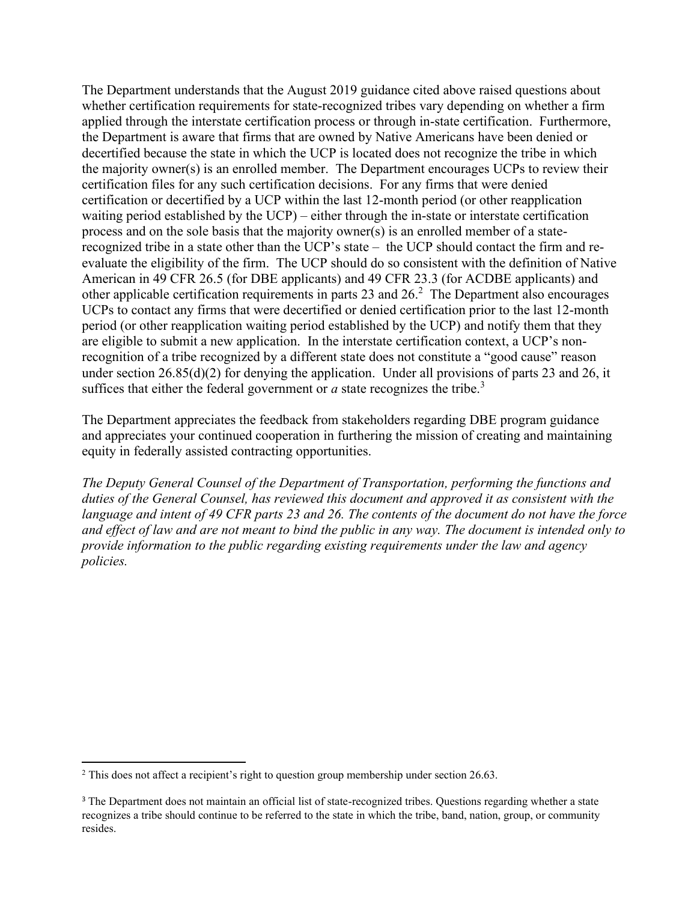The Department understands that the August 2019 guidance cited above raised questions about whether certification requirements for state-recognized tribes vary depending on whether a firm applied through the interstate certification process or through in-state certification. Furthermore, the Department is aware that firms that are owned by Native Americans have been denied or decertified because the state in which the UCP is located does not recognize the tribe in which the majority owner(s) is an enrolled member. The Department encourages UCPs to review their certification files for any such certification decisions. For any firms that were denied certification or decertified by a UCP within the last 12-month period (or other reapplication waiting period established by the UCP) – either through the in-state or interstate certification process and on the sole basis that the majority owner(s) is an enrolled member of a state-recognized tribe in a state other than the UCP's state – the UCP should contact the firm and re-evaluate the eligibility of the firm. The UCP should do so consistent with the definition of Native American in 49 CFR 26.5 (for DBE applicants) and 49 CFR 23.3 (for ACDBE applicants) and other applicable certification requirements in parts 23 and 26.[2] The Department also encourages UCPs to contact any firms that were decertified or denied certification prior to the last 12-month period (or other reapplication waiting period established by the UCP) and notify them that they are eligible to submit a new application. In the interstate certification context, a UCP's non-recognition of a tribe recognized by a different state does not constitute a "good cause" reason under section 26.85(d)(2) for denying the application. Under all provisions of parts 23 and 26, it suffices that either the federal government or *a* state recognizes the tribe.[3]

The Department appreciates the feedback from stakeholders regarding DBE program guidance and appreciates your continued cooperation in furthering the mission of creating and maintaining equity in federally assisted contracting opportunities.

*The Deputy General Counsel of the Department of Transportation, performing the functions and duties of the General Counsel, has reviewed this document and approved it as consistent with the language and intent of 49 CFR parts 23 and 26. The contents of the document do not have the force and effect of law and are not meant to bind the public in any way. The document is intended only to provide information to the public regarding existing requirements under the law and agency policies.*

---

[2] This does not affect a recipient's right to question group membership under section 26.63.

[3] The Department does not maintain an official list of state-recognized tribes. Questions regarding whether a state recognizes a tribe should continue to be referred to the state in which the tribe, band, nation, group, or community resides.